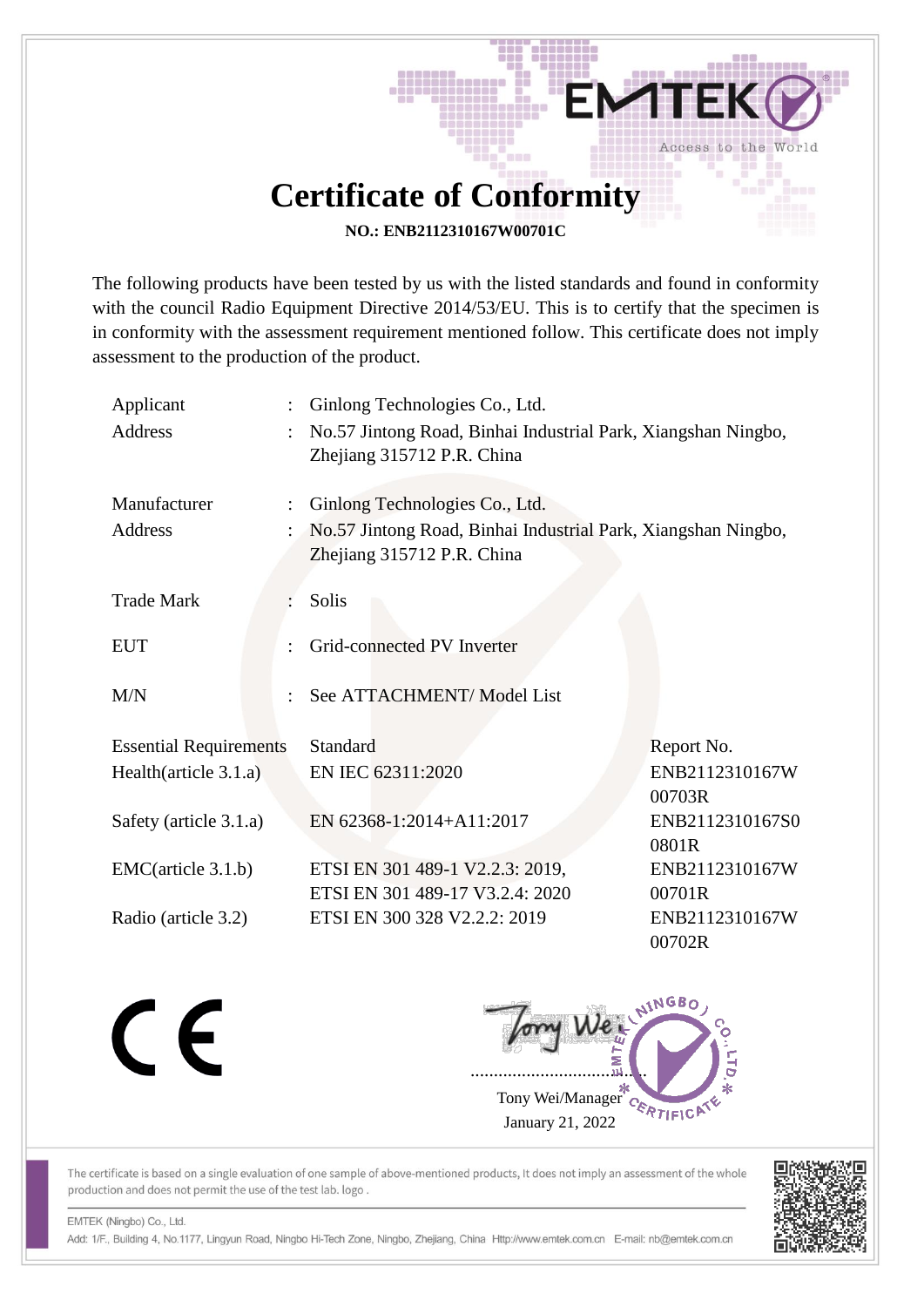# Certificate of Conformity

**NO.: ENB2112310167W00701C**

The following products have been tested by us with the listed standards and found in conformity with the council Radio Equipment Directive 2014/53/EU. This is to certify that the specimen is in conformity with the assessment requirement mentioned follow. This certificate does not imply assessment to the production of the product.

| | | |
|---|---|---|
| Applicant | : | Ginlong Technologies Co., Ltd. |
| Address | : | No.57 Jintong Road, Binhai Industrial Park, Xiangshan Ningbo, Zhejiang 315712 P.R. China |
| Manufacturer | : | Ginlong Technologies Co., Ltd. |
| Address | : | No.57 Jintong Road, Binhai Industrial Park, Xiangshan Ningbo, Zhejiang 315712 P.R. China |
| Trade Mark | : | Solis |
| EUT | : | Grid-connected PV Inverter |
| M/N | : | See ATTACHMENT/ Model List |

| Essential Requirements | Standard | Report No. |
|---|---|---|
| Health(article 3.1.a) | EN IEC 62311:2020 | ENB2112310167W00703R |
| Safety (article 3.1.a) | EN 62368-1:2014+A11:2017 | ENB2112310167S00801R |
| EMC(article 3.1.b) | ETSI EN 301 489-1 V2.2.3: 2019, ETSI EN 301 489-17 V3.2.4: 2020 | ENB2112310167W00701R |
| Radio (article 3.2) | ETSI EN 300 328 V2.2.2: 2019 | ENB2112310167W00702R |

CE

Tony Wei/Manager

January 21, 2022

The certificate is based on a single evaluation of one sample of above-mentioned products, It does not imply an assessment of the whole production and does not permit the use of the test lab. logo .

EMTEK (Ningbo) Co., Ltd.

Add: 1/F., Building 4, No.1177, Lingyun Road, Ningbo Hi-Tech Zone, Ningbo, Zhejiang, China Http://www.emtek.com.cn E-mail: nb@emtek.com.cn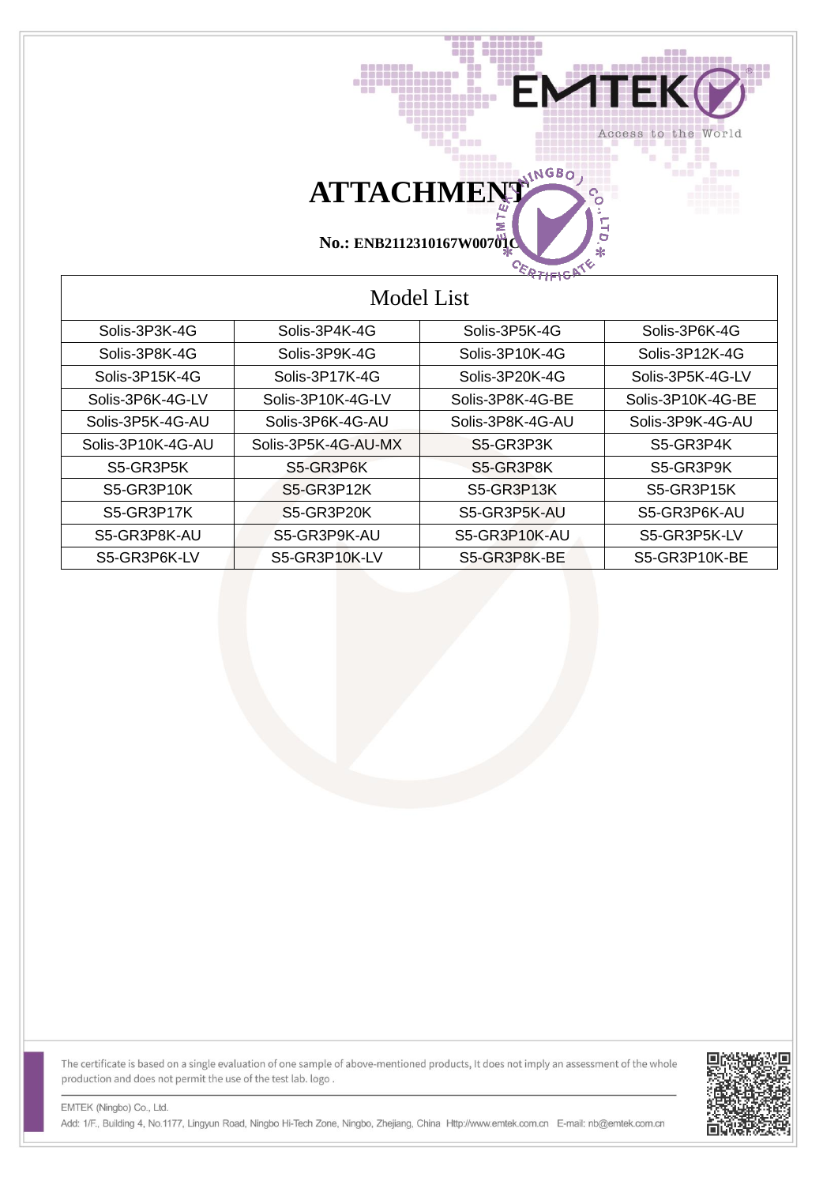# ATTACHMENT

**No.: ENB2112310167W00701C**

| Model List | | | |
|---|---|---|---|
| Solis-3P3K-4G | Solis-3P4K-4G | Solis-3P5K-4G | Solis-3P6K-4G |
| Solis-3P8K-4G | Solis-3P9K-4G | Solis-3P10K-4G | Solis-3P12K-4G |
| Solis-3P15K-4G | Solis-3P17K-4G | Solis-3P20K-4G | Solis-3P5K-4G-LV |
| Solis-3P6K-4G-LV | Solis-3P10K-4G-LV | Solis-3P8K-4G-BE | Solis-3P10K-4G-BE |
| Solis-3P5K-4G-AU | Solis-3P6K-4G-AU | Solis-3P8K-4G-AU | Solis-3P9K-4G-AU |
| Solis-3P10K-4G-AU | Solis-3P5K-4G-AU-MX | S5-GR3P3K | S5-GR3P4K |
| S5-GR3P5K | S5-GR3P6K | S5-GR3P8K | S5-GR3P9K |
| S5-GR3P10K | S5-GR3P12K | S5-GR3P13K | S5-GR3P15K |
| S5-GR3P17K | S5-GR3P20K | S5-GR3P5K-AU | S5-GR3P6K-AU |
| S5-GR3P8K-AU | S5-GR3P9K-AU | S5-GR3P10K-AU | S5-GR3P5K-LV |
| S5-GR3P6K-LV | S5-GR3P10K-LV | S5-GR3P8K-BE | S5-GR3P10K-BE |

The certificate is based on a single evaluation of one sample of above-mentioned products, It does not imply an assessment of the whole production and does not permit the use of the test lab. logo .

EMTEK (Ningbo) Co., Ltd.
Add: 1/F., Building 4, No.1177, Lingyun Road, Ningbo Hi-Tech Zone, Ningbo, Zhejiang, China Http://www.emtek.com.cn E-mail: nb@emtek.com.cn